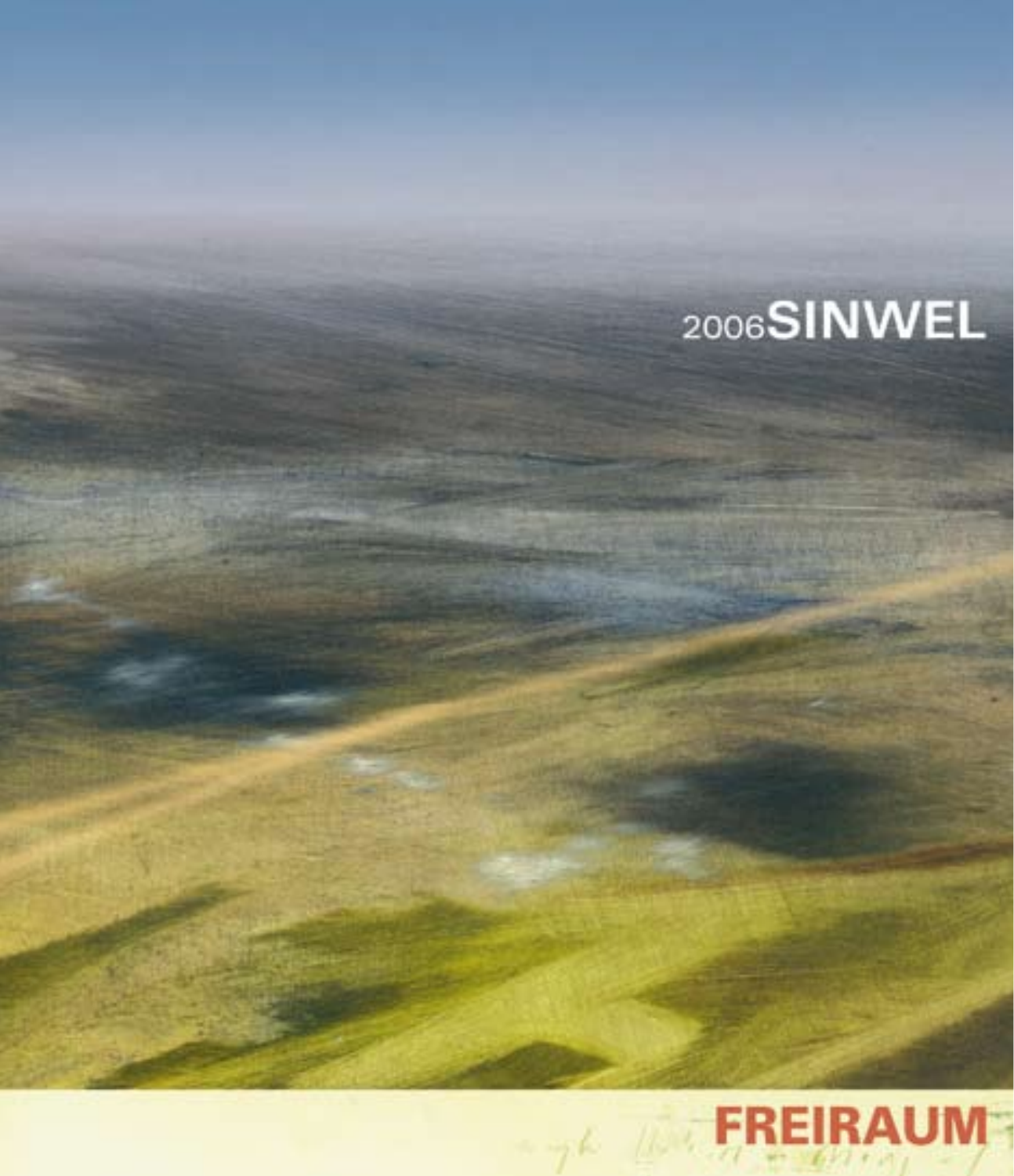2006**SINWEL**

**FREIRAUM**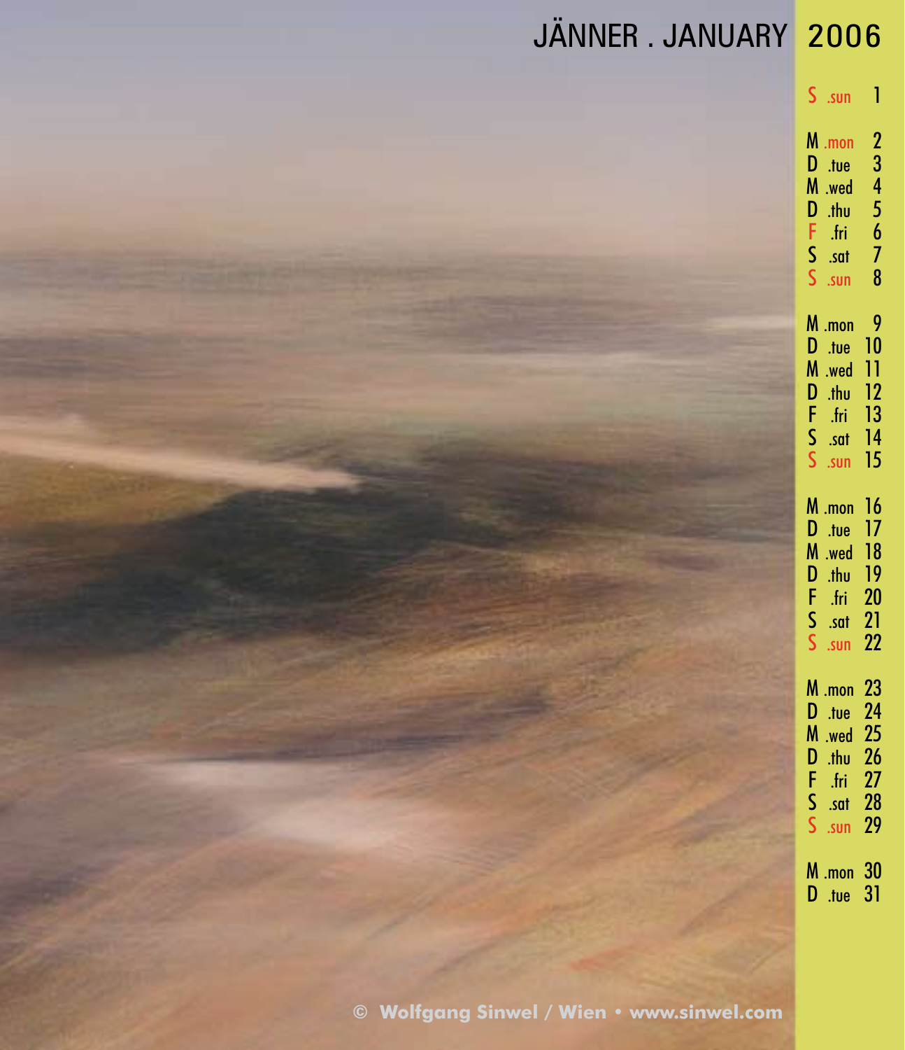# JÄNNER . JANUARY 2006

S .sun 1

M .mon 2
D .tue 3
M .wed 4
D .thu 5
F .fri 6
S .sat 7
S .sun 8

M .mon 9
D .tue 10
M .wed 11
D .thu 12
F .fri 13
S .sat 14
S .sun 15

M .mon 16
D .tue 17
M .wed 18
D .thu 19
F .fri 20
S .sat 21
S .sun 22

M .mon 23
D .tue 24
M .wed 25
D .thu 26
F .fri 27
S .sat 28
S .sun 29

M .mon 30
D .tue 31

© Wolfgang Sinwel / Wien • www.sinwel.com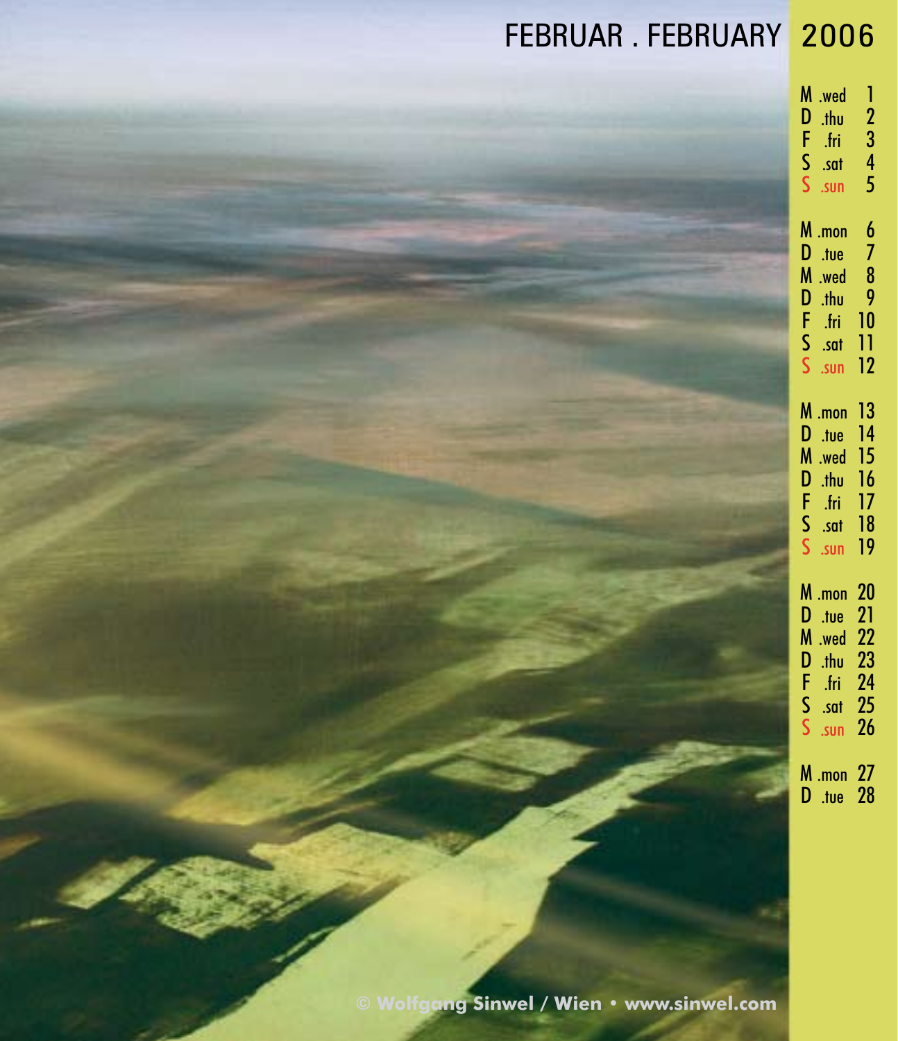# FEBRUAR . FEBRUARY 2006

M .wed 1
D .thu 2
F .fri 3
S .sat 4
S .sun 5

M .mon 6
D .tue 7
M .wed 8
D .thu 9
F .fri 10
S .sat 11
S .sun 12

M .mon 13
D .tue 14
M .wed 15
D .thu 16
F .fri 17
S .sat 18
S .sun 19

M .mon 20
D .tue 21
M .wed 22
D .thu 23
F .fri 24
S .sat 25
S .sun 26

M .mon 27
D .tue 28

© Wolfgang Sinwel / Wien • www.sinwel.com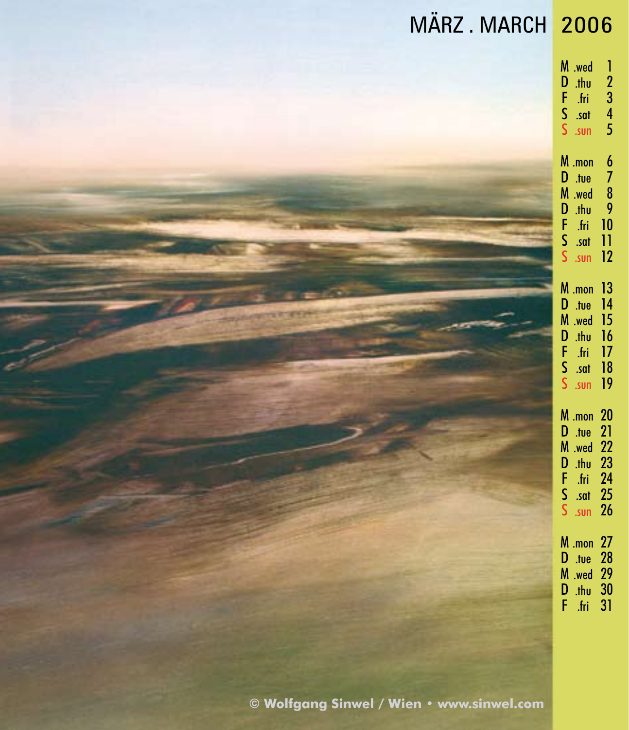# MÄRZ . MARCH 2006

M .wed 1
D .thu 2
F .fri 3
S .sat 4
S .sun 5

M .mon 6
D .tue 7
M .wed 8
D .thu 9
F .fri 10
S .sat 11
S .sun 12

M .mon 13
D .tue 14
M .wed 15
D .thu 16
F .fri 17
S .sat 18
S .sun 19

M .mon 20
D .tue 21
M .wed 22
D .thu 23
F .fri 24
S .sat 25
S .sun 26

M .mon 27
D .tue 28
M .wed 29
D .thu 30
F .fri 31

**© Wolfgang Sinwel / Wien • www.sinwel.com**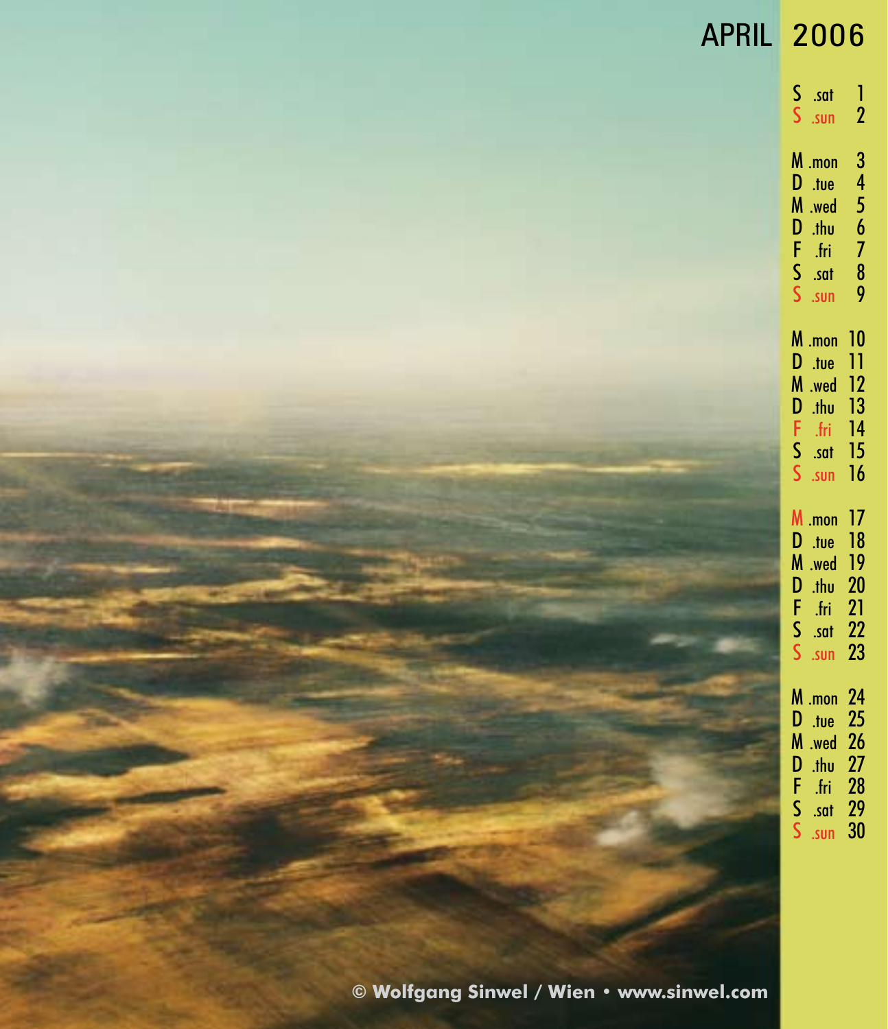# APRIL 2006

| | | |
|---|---|---|
| S | .sat | 1 |
| S | .sun | 2 |
| M | .mon | 3 |
| D | .tue | 4 |
| M | .wed | 5 |
| D | .thu | 6 |
| F | .fri | 7 |
| S | .sat | 8 |
| S | .sun | 9 |
| M | .mon | 10 |
| D | .tue | 11 |
| M | .wed | 12 |
| D | .thu | 13 |
| F | .fri | 14 |
| S | .sat | 15 |
| S | .sun | 16 |
| M | .mon | 17 |
| D | .tue | 18 |
| M | .wed | 19 |
| D | .thu | 20 |
| F | .fri | 21 |
| S | .sat | 22 |
| S | .sun | 23 |
| M | .mon | 24 |
| D | .tue | 25 |
| M | .wed | 26 |
| D | .thu | 27 |
| F | .fri | 28 |
| S | .sat | 29 |
| S | .sun | 30 |

**© Wolfgang Sinwel / Wien • www.sinwel.com**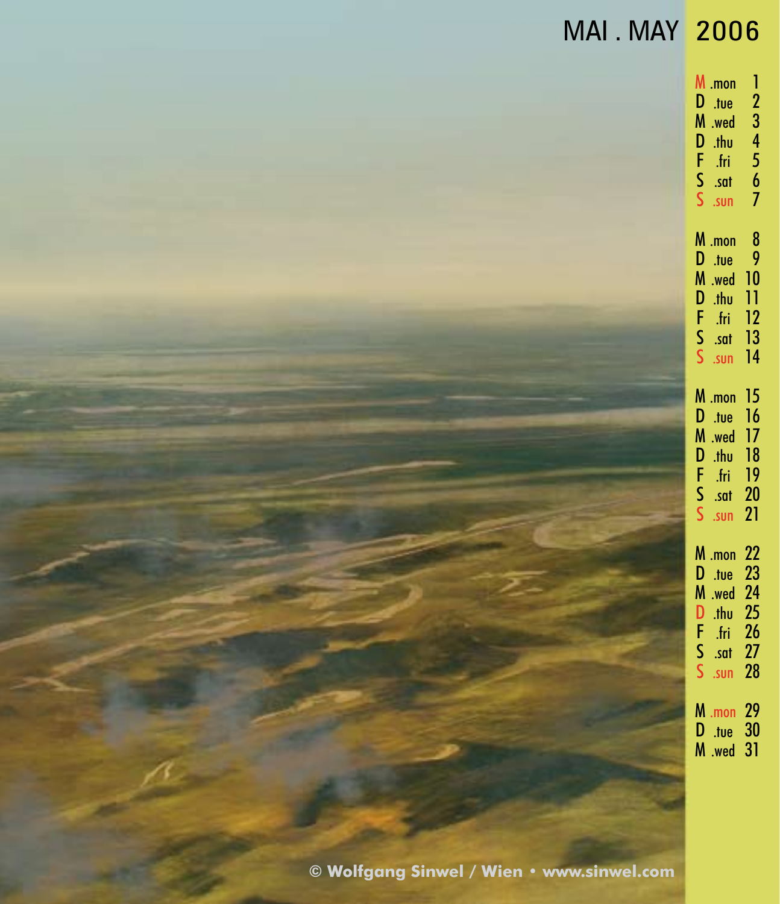# MAI . MAY 2006

M .mon 1
D .tue 2
M .wed 3
D .thu 4
F .fri 5
S .sat 6
S .sun 7

M .mon 8
D .tue 9
M .wed 10
D .thu 11
F .fri 12
S .sat 13
S .sun 14

M .mon 15
D .tue 16
M .wed 17
D .thu 18
F .fri 19
S .sat 20
S .sun 21

M .mon 22
D .tue 23
M .wed 24
D .thu 25
F .fri 26
S .sat 27
S .sun 28

M .mon 29
D .tue 30
M .wed 31

**© Wolfgang Sinwel / Wien • www.sinwel.com**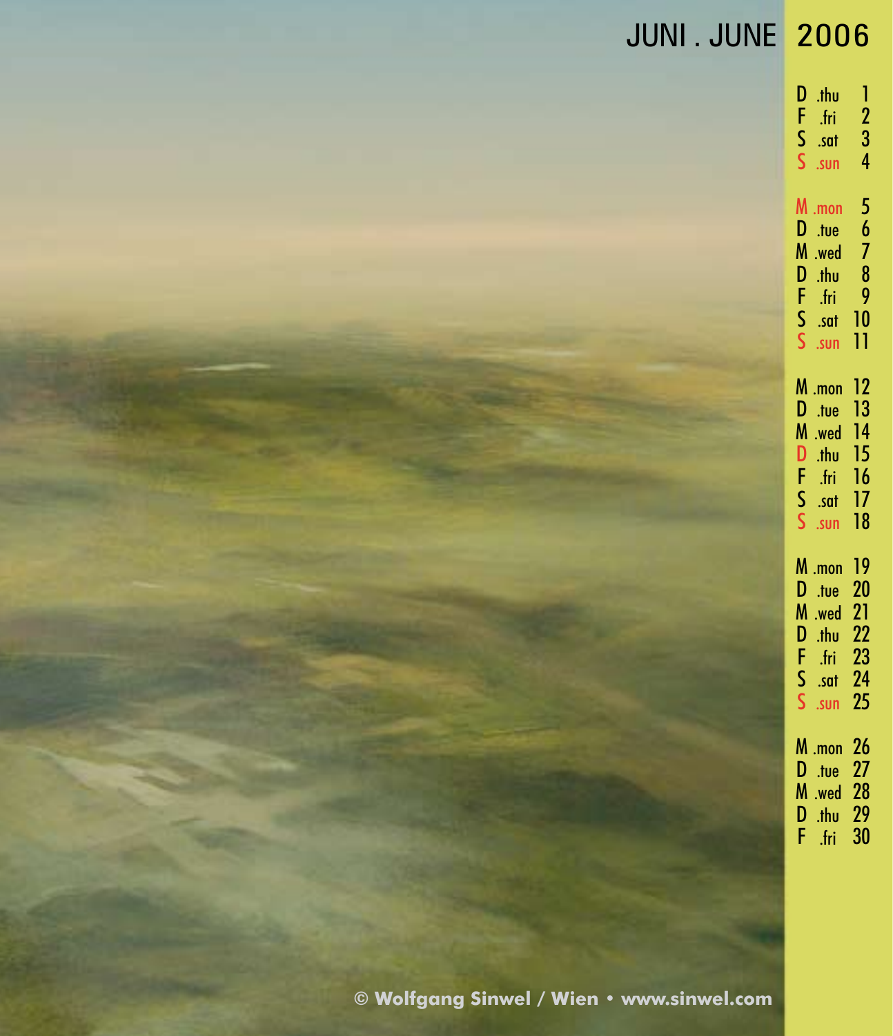# JUNI . JUNE 2006

| | | |
|---|---|---|
| D | .thu | 1 |
| F | .fri | 2 |
| S | .sat | 3 |
| S | .sun | 4 |
| M | .mon | 5 |
| D | .tue | 6 |
| M | .wed | 7 |
| D | .thu | 8 |
| F | .fri | 9 |
| S | .sat | 10 |
| S | .sun | 11 |
| M | .mon | 12 |
| D | .tue | 13 |
| M | .wed | 14 |
| D | .thu | 15 |
| F | .fri | 16 |
| S | .sat | 17 |
| S | .sun | 18 |
| M | .mon | 19 |
| D | .tue | 20 |
| M | .wed | 21 |
| D | .thu | 22 |
| F | .fri | 23 |
| S | .sat | 24 |
| S | .sun | 25 |
| M | .mon | 26 |
| D | .tue | 27 |
| M | .wed | 28 |
| D | .thu | 29 |
| F | .fri | 30 |

**© Wolfgang Sinwel / Wien • www.sinwel.com**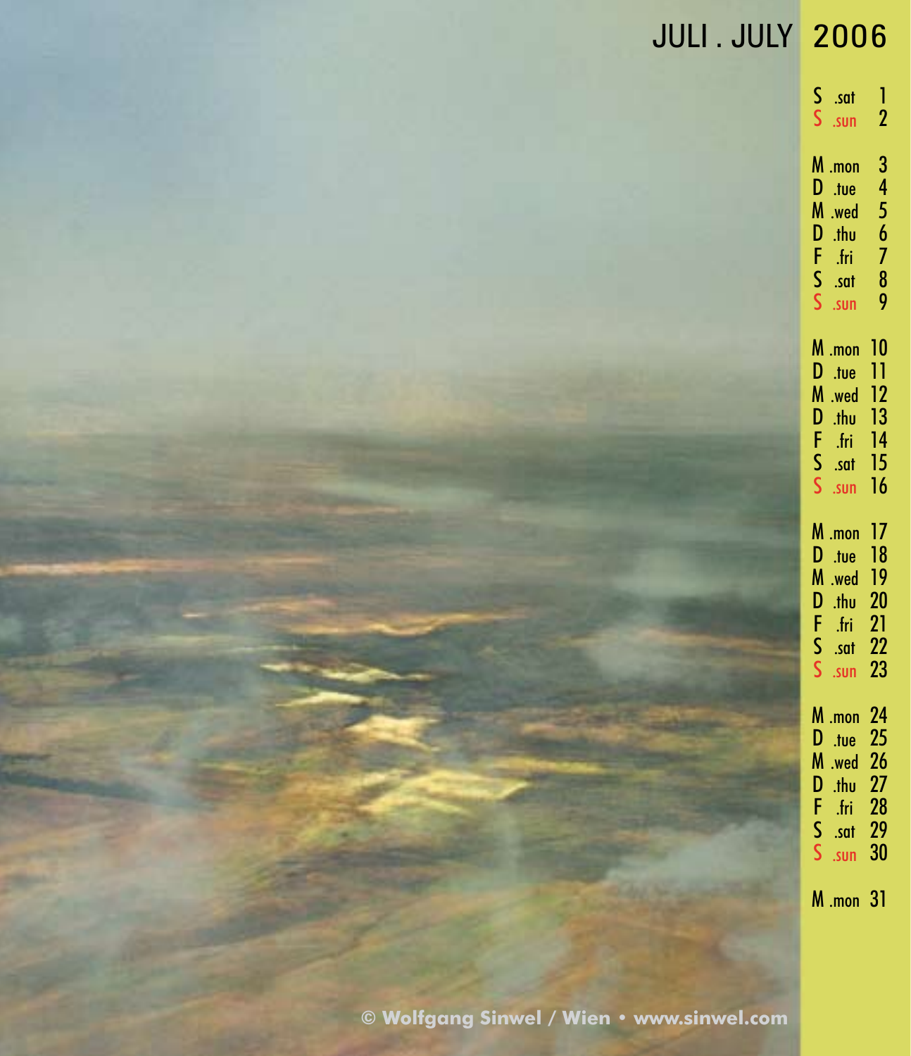# JULI . JULY 2006

S .sat 1
S .sun 2

M .mon 3
D .tue 4
M .wed 5
D .thu 6
F .fri 7
S .sat 8
S .sun 9

M .mon 10
D .tue 11
M .wed 12
D .thu 13
F .fri 14
S .sat 15
S .sun 16

M .mon 17
D .tue 18
M .wed 19
D .thu 20
F .fri 21
S .sat 22
S .sun 23

M .mon 24
D .tue 25
M .wed 26
D .thu 27
F .fri 28
S .sat 29
S .sun 30

M .mon 31

**© Wolfgang Sinwel / Wien • www.sinwel.com**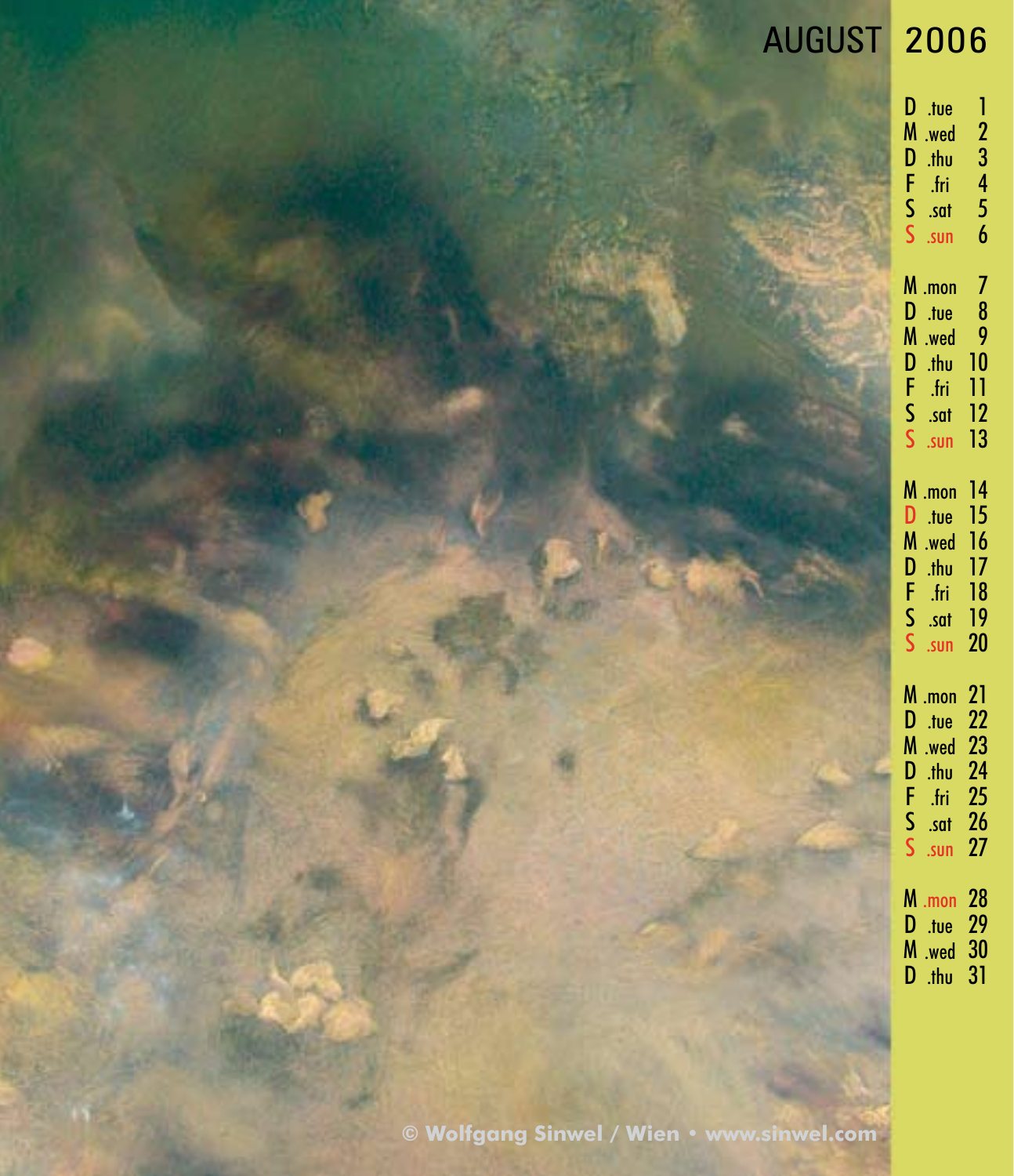# AUGUST 2006

| | | |
|---|---|---|
| D | .tue | 1 |
| M | .wed | 2 |
| D | .thu | 3 |
| F | .fri | 4 |
| S | .sat | 5 |
| S | .sun | 6 |
| M | .mon | 7 |
| D | .tue | 8 |
| M | .wed | 9 |
| D | .thu | 10 |
| F | .fri | 11 |
| S | .sat | 12 |
| S | .sun | 13 |
| M | .mon | 14 |
| D | .tue | 15 |
| M | .wed | 16 |
| D | .thu | 17 |
| F | .fri | 18 |
| S | .sat | 19 |
| S | .sun | 20 |
| M | .mon | 21 |
| D | .tue | 22 |
| M | .wed | 23 |
| D | .thu | 24 |
| F | .fri | 25 |
| S | .sat | 26 |
| S | .sun | 27 |
| M | .mon | 28 |
| D | .tue | 29 |
| M | .wed | 30 |
| D | .thu | 31 |

© Wolfgang Sinwel / Wien • www.sinwel.com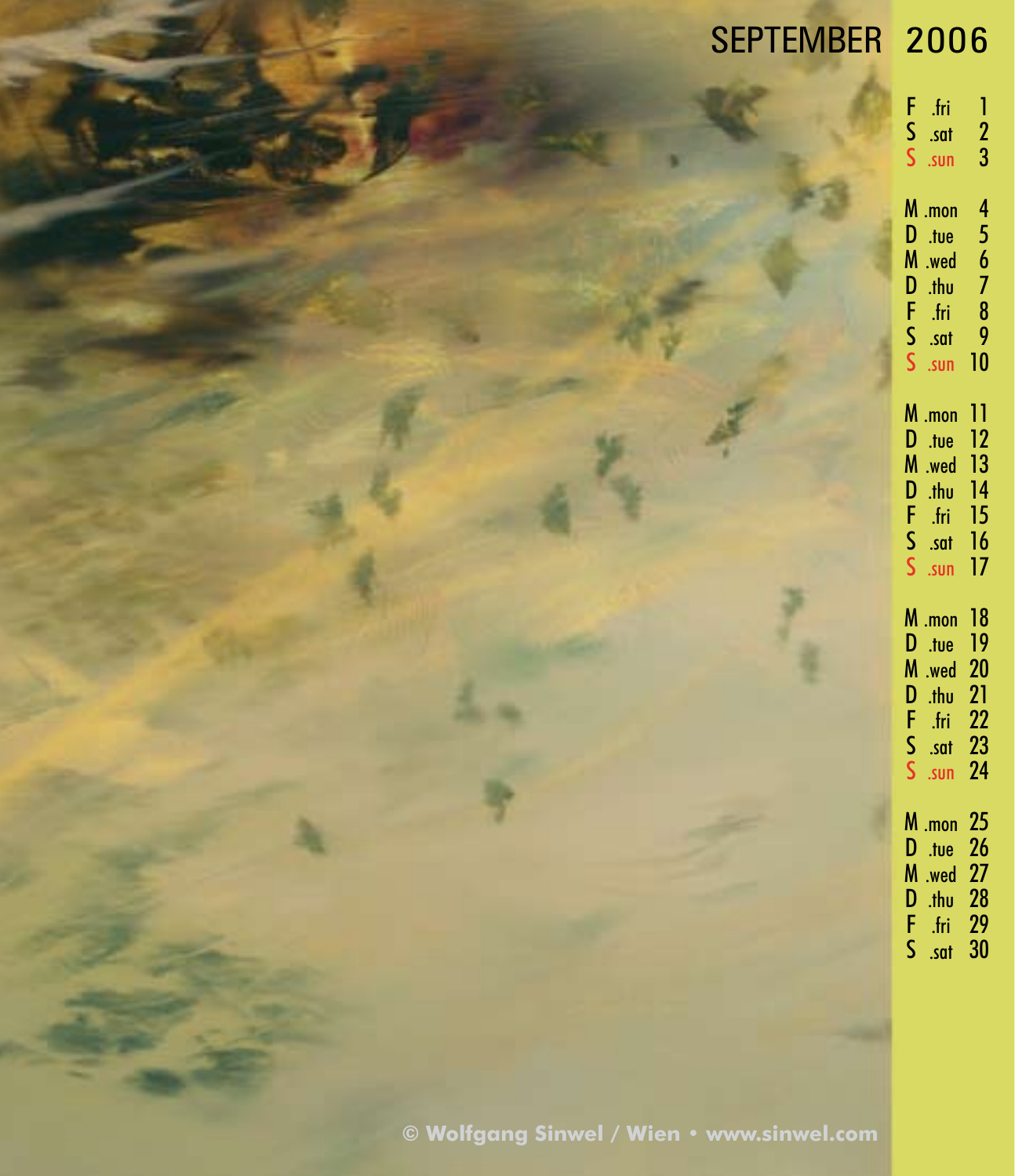# SEPTEMBER 2006

F .fri 1
S .sat 2
S .sun 3

M .mon 4
D .tue 5
M .wed 6
D .thu 7
F .fri 8
S .sat 9
S .sun 10

M .mon 11
D .tue 12
M .wed 13
D .thu 14
F .fri 15
S .sat 16
S .sun 17

M .mon 18
D .tue 19
M .wed 20
D .thu 21
F .fri 22
S .sat 23
S .sun 24

M .mon 25
D .tue 26
M .wed 27
D .thu 28
F .fri 29
S .sat 30

**© Wolfgang Sinwel / Wien • www.sinwel.com**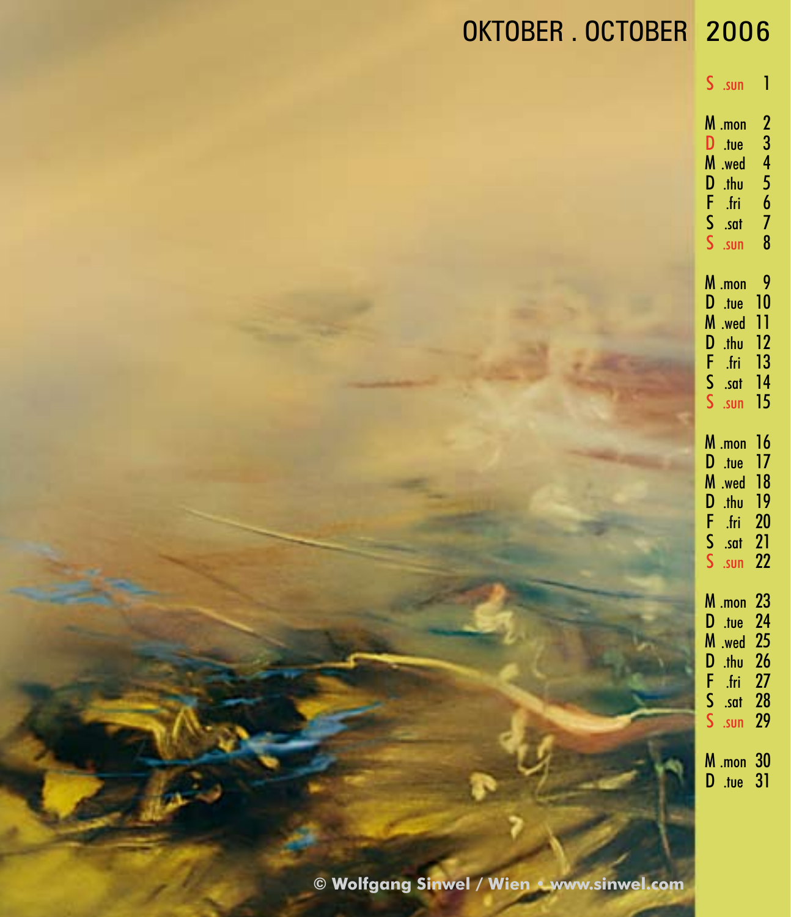# OKTOBER . OCTOBER 2006

S .sun 1

M .mon 2
D .tue 3
M .wed 4
D .thu 5
F .fri 6
S .sat 7
S .sun 8

M .mon 9
D .tue 10
M .wed 11
D .thu 12
F .fri 13
S .sat 14
S .sun 15

M .mon 16
D .tue 17
M .wed 18
D .thu 19
F .fri 20
S .sat 21
S .sun 22

M .mon 23
D .tue 24
M .wed 25
D .thu 26
F .fri 27
S .sat 28
S .sun 29

M .mon 30
D .tue 31

© Wolfgang Sinwel / Wien • www.sinwel.com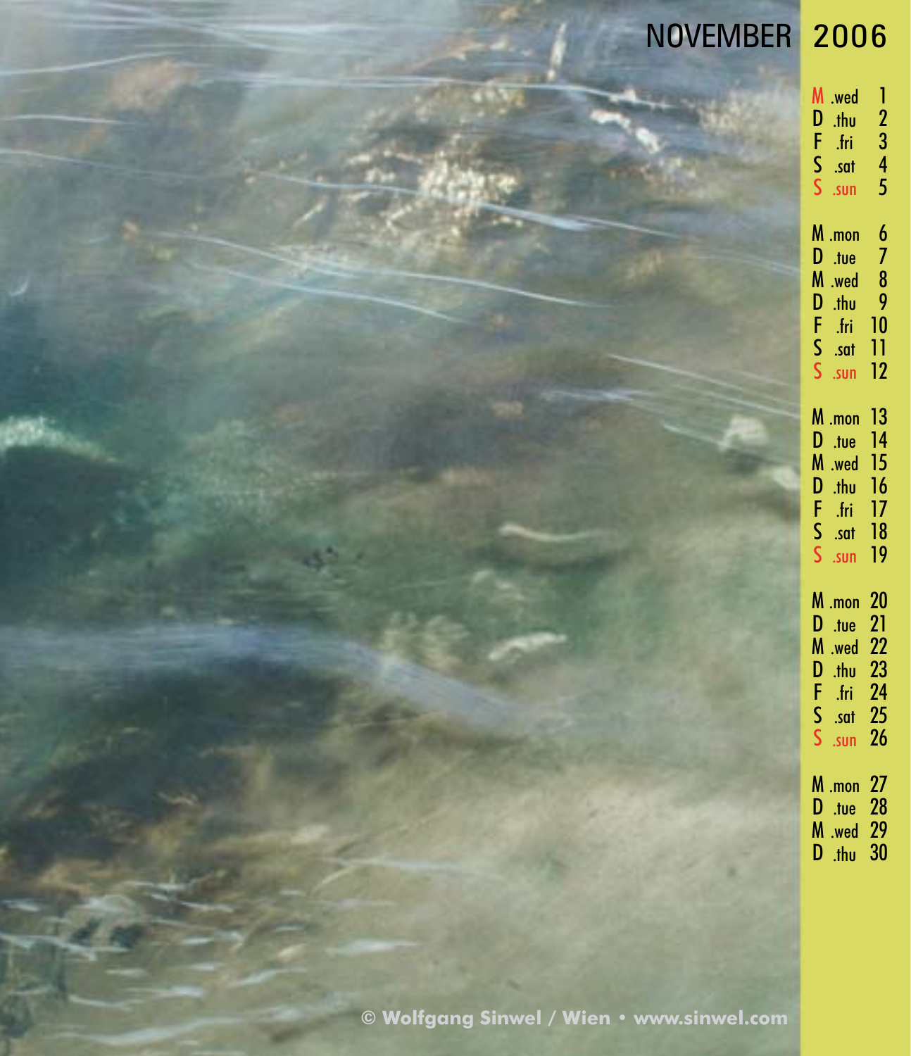# NOVEMBER 2006

| | | |
|---|---|---|
| M | .wed | 1 |
| D | .thu | 2 |
| F | .fri | 3 |
| S | .sat | 4 |
| S | .sun | 5 |
| M | .mon | 6 |
| D | .tue | 7 |
| M | .wed | 8 |
| D | .thu | 9 |
| F | .fri | 10 |
| S | .sat | 11 |
| S | .sun | 12 |
| M | .mon | 13 |
| D | .tue | 14 |
| M | .wed | 15 |
| D | .thu | 16 |
| F | .fri | 17 |
| S | .sat | 18 |
| S | .sun | 19 |
| M | .mon | 20 |
| D | .tue | 21 |
| M | .wed | 22 |
| D | .thu | 23 |
| F | .fri | 24 |
| S | .sat | 25 |
| S | .sun | 26 |
| M | .mon | 27 |
| D | .tue | 28 |
| M | .wed | 29 |
| D | .thu | 30 |

© Wolfgang Sinwel / Wien • www.sinwel.com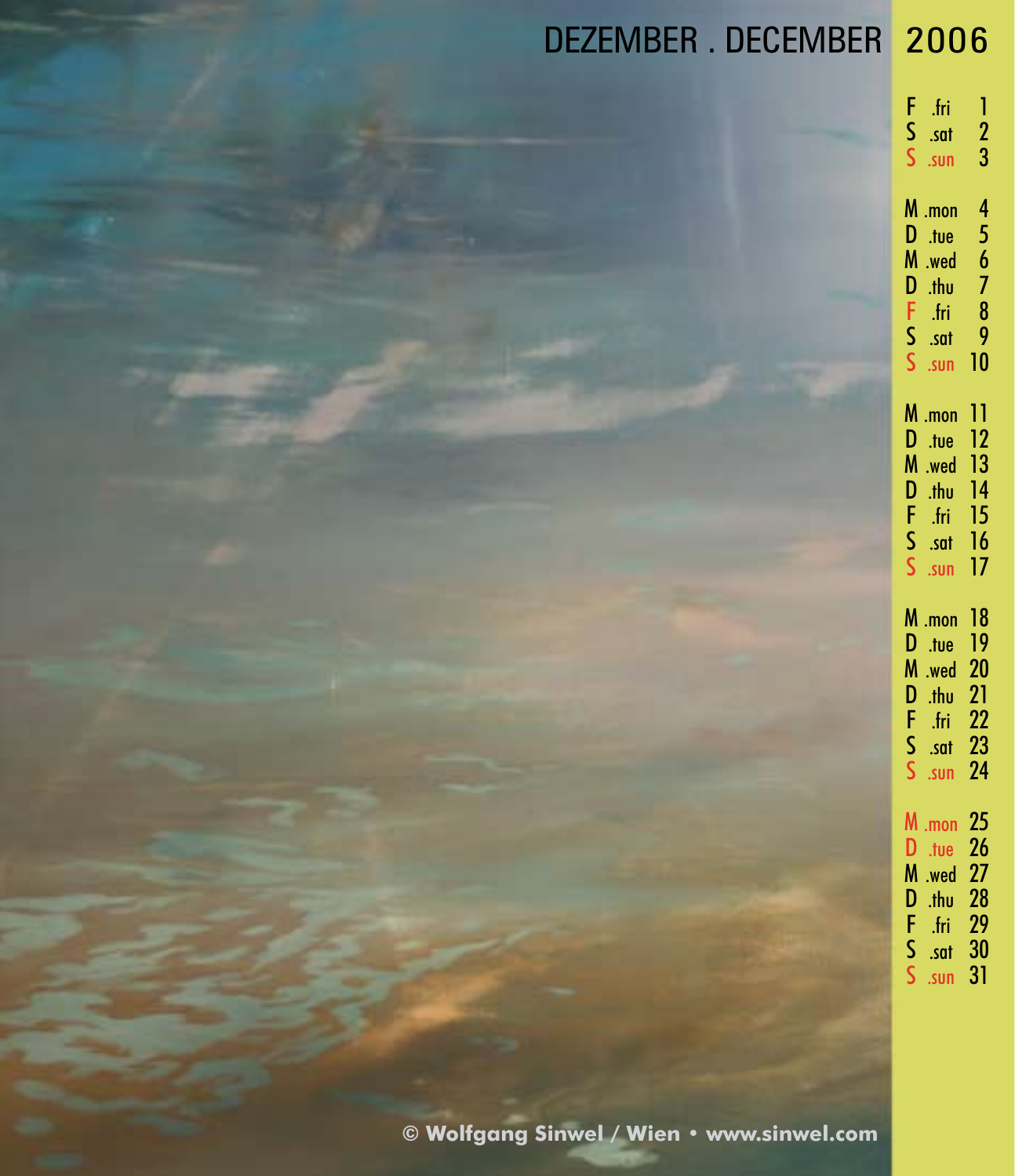# DEZEMBER . DECEMBER 2006

| | | |
|---|---|---|
| F | .fri | 1 |
| S | .sat | 2 |
| S | .sun | 3 |
| M | .mon | 4 |
| D | .tue | 5 |
| M | .wed | 6 |
| D | .thu | 7 |
| F | .fri | 8 |
| S | .sat | 9 |
| S | .sun | 10 |
| M | .mon | 11 |
| D | .tue | 12 |
| M | .wed | 13 |
| D | .thu | 14 |
| F | .fri | 15 |
| S | .sat | 16 |
| S | .sun | 17 |
| M | .mon | 18 |
| D | .tue | 19 |
| M | .wed | 20 |
| D | .thu | 21 |
| F | .fri | 22 |
| S | .sat | 23 |
| S | .sun | 24 |
| M | .mon | 25 |
| D | .tue | 26 |
| M | .wed | 27 |
| D | .thu | 28 |
| F | .fri | 29 |
| S | .sat | 30 |
| S | .sun | 31 |

**© Wolfgang Sinwel / Wien • www.sinwel.com**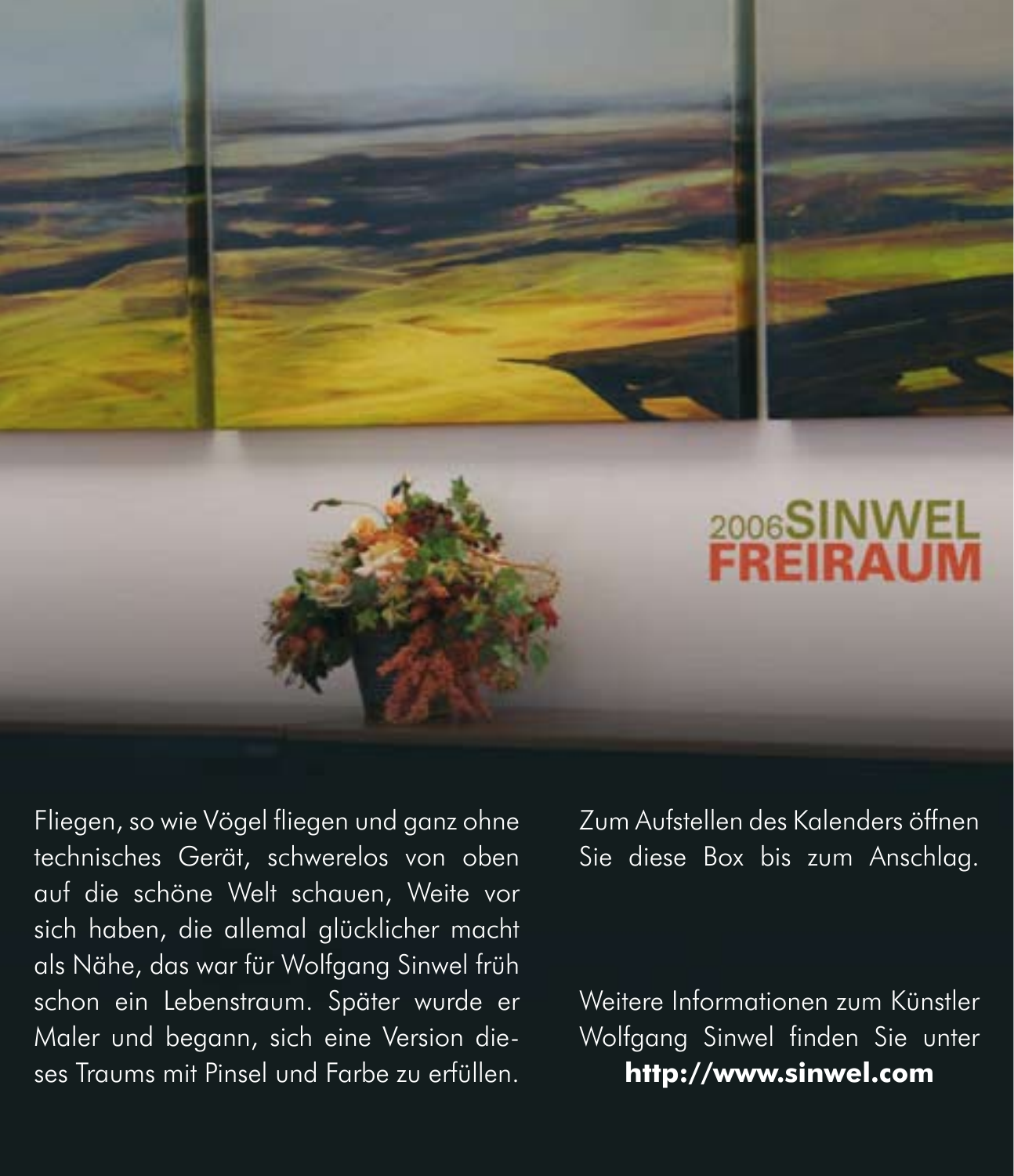2006 SINWEL
FREIRAUM

Fliegen, so wie Vögel fliegen und ganz ohne technisches Gerät, schwerelos von oben auf die schöne Welt schauen, Weite vor sich haben, die allemal glücklicher macht als Nähe, das war für Wolfgang Sinwel früh schon ein Lebenstraum. Später wurde er Maler und begann, sich eine Version dieses Traums mit Pinsel und Farbe zu erfüllen.

Zum Aufstellen des Kalenders öffnen Sie diese Box bis zum Anschlag.

Weitere Informationen zum Künstler Wolfgang Sinwel finden Sie unter
**http://www.sinwel.com**